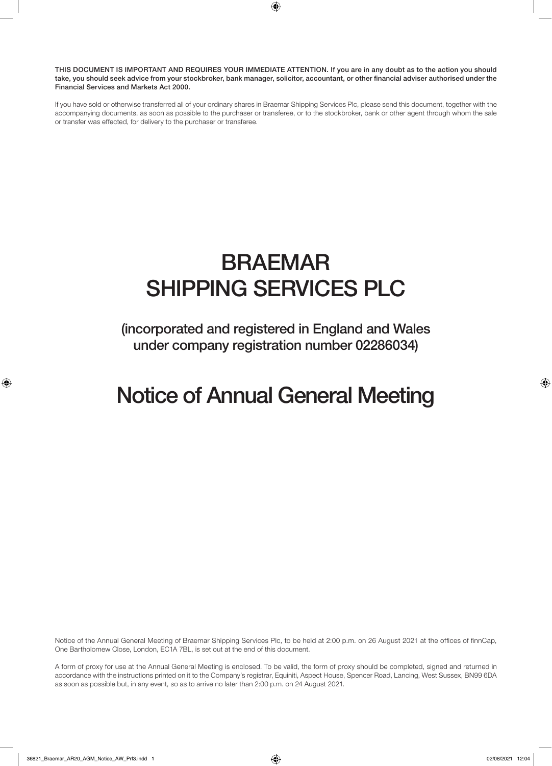**THIS DOCUMENT IS IMPORTANT AND REQUIRES YOUR IMMEDIATE ATTENTION. If you are in any doubt as to the action you should take, you should seek advice from your stockbroker, bank manager, solicitor, accountant, or other financial adviser authorised under the Financial Services and Markets Act 2000.**

If you have sold or otherwise transferred all of your ordinary shares in Braemar Shipping Services Plc, please send this document, together with the accompanying documents, as soon as possible to the purchaser or transferee, or to the stockbroker, bank or other agent through whom the sale or transfer was effected, for delivery to the purchaser or transferee.

# BRAEMAR SHIPPING SERVICES PLC

## (incorporated and registered in England and Wales under company registration number 02286034)

# Notice of Annual General Meeting

Notice of the Annual General Meeting of Braemar Shipping Services Plc, to be held at 2:00 p.m. on 26 August 2021 at the offices of finnCap, One Bartholomew Close, London, EC1A 7BL, is set out at the end of this document.

A form of proxy for use at the Annual General Meeting is enclosed. To be valid, the form of proxy should be completed, signed and returned in accordance with the instructions printed on it to the Company's registrar, Equiniti, Aspect House, Spencer Road, Lancing, West Sussex, BN99 6DA as soon as possible but, in any event, so as to arrive no later than 2:00 p.m. on 24 August 2021.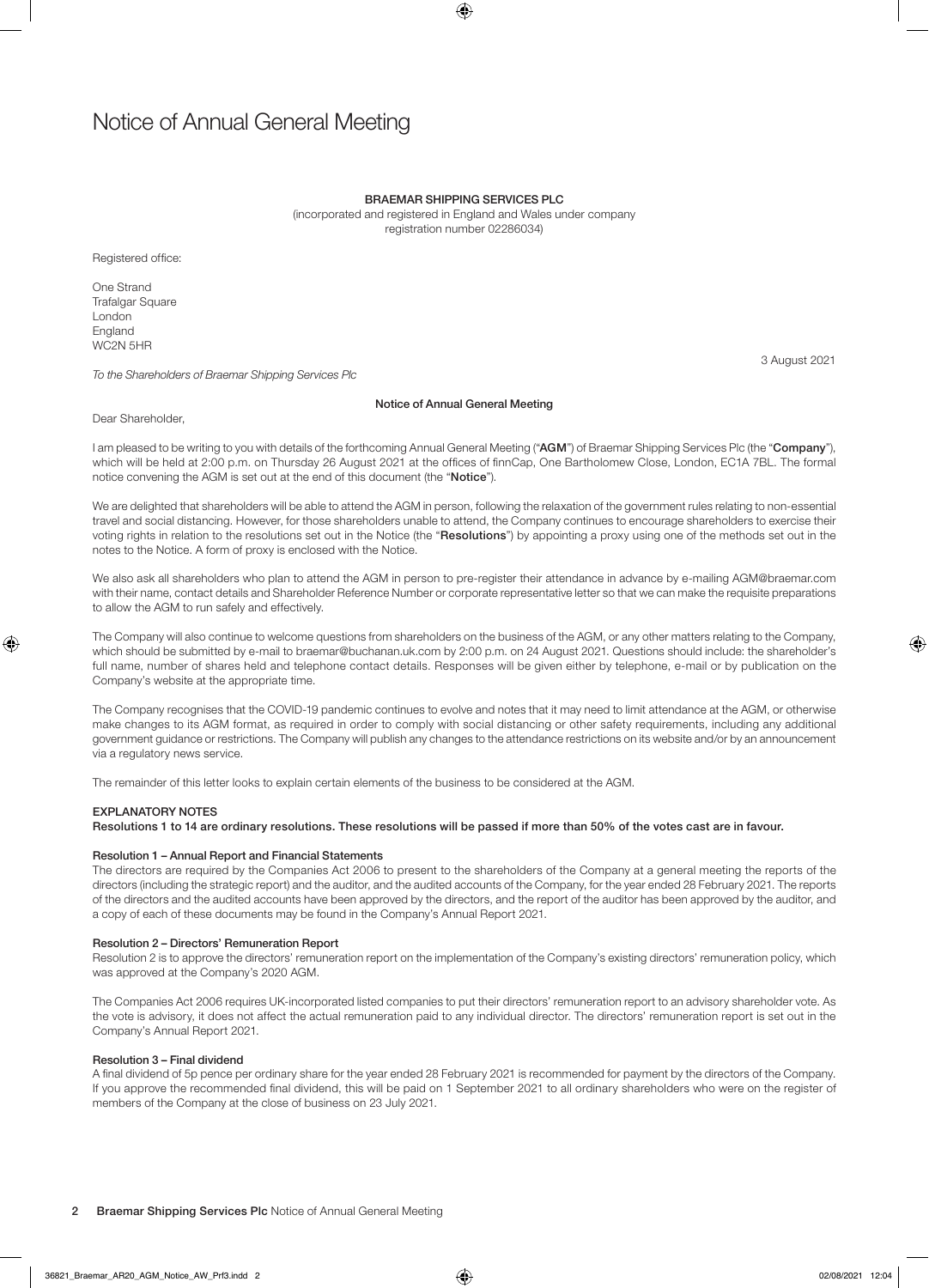# Notice of Annual General Meeting

**BRAEMAR SHIPPING SERVICES PLC**

(incorporated and registered in England and Wales under company registration number 02286034)

Registered office:

One Strand
Trafalgar Square
London
England
WC2N 5HR

3 August 2021

*To the Shareholders of Braemar Shipping Services Plc*

**Notice of Annual General Meeting**

Dear Shareholder,

I am pleased to be writing to you with details of the forthcoming Annual General Meeting ("**AGM**") of Braemar Shipping Services Plc (the "**Company**"), which will be held at 2:00 p.m. on Thursday 26 August 2021 at the offices of finnCap, One Bartholomew Close, London, EC1A 7BL. The formal notice convening the AGM is set out at the end of this document (the "**Notice**").

We are delighted that shareholders will be able to attend the AGM in person, following the relaxation of the government rules relating to non-essential travel and social distancing. However, for those shareholders unable to attend, the Company continues to encourage shareholders to exercise their voting rights in relation to the resolutions set out in the Notice (the "**Resolutions**") by appointing a proxy using one of the methods set out in the notes to the Notice. A form of proxy is enclosed with the Notice.

We also ask all shareholders who plan to attend the AGM in person to pre-register their attendance in advance by e-mailing AGM@braemar.com with their name, contact details and Shareholder Reference Number or corporate representative letter so that we can make the requisite preparations to allow the AGM to run safely and effectively.

The Company will also continue to welcome questions from shareholders on the business of the AGM, or any other matters relating to the Company, which should be submitted by e-mail to braemar@buchanan.uk.com by 2:00 p.m. on 24 August 2021. Questions should include: the shareholder's full name, number of shares held and telephone contact details. Responses will be given either by telephone, e-mail or by publication on the Company's website at the appropriate time.

The Company recognises that the COVID-19 pandemic continues to evolve and notes that it may need to limit attendance at the AGM, or otherwise make changes to its AGM format, as required in order to comply with social distancing or other safety requirements, including any additional government guidance or restrictions. The Company will publish any changes to the attendance restrictions on its website and/or by an announcement via a regulatory news service.

The remainder of this letter looks to explain certain elements of the business to be considered at the AGM.

**EXPLANATORY NOTES**

**Resolutions 1 to 14 are ordinary resolutions. These resolutions will be passed if more than 50% of the votes cast are in favour.**

**Resolution 1 – Annual Report and Financial Statements**

The directors are required by the Companies Act 2006 to present to the shareholders of the Company at a general meeting the reports of the directors (including the strategic report) and the auditor, and the audited accounts of the Company, for the year ended 28 February 2021. The reports of the directors and the audited accounts have been approved by the directors, and the report of the auditor has been approved by the auditor, and a copy of each of these documents may be found in the Company's Annual Report 2021.

**Resolution 2 – Directors' Remuneration Report**

Resolution 2 is to approve the directors' remuneration report on the implementation of the Company's existing directors' remuneration policy, which was approved at the Company's 2020 AGM.

The Companies Act 2006 requires UK-incorporated listed companies to put their directors' remuneration report to an advisory shareholder vote. As the vote is advisory, it does not affect the actual remuneration paid to any individual director. The directors' remuneration report is set out in the Company's Annual Report 2021.

**Resolution 3 – Final dividend**

A final dividend of 5p pence per ordinary share for the year ended 28 February 2021 is recommended for payment by the directors of the Company. If you approve the recommended final dividend, this will be paid on 1 September 2021 to all ordinary shareholders who were on the register of members of the Company at the close of business on 23 July 2021.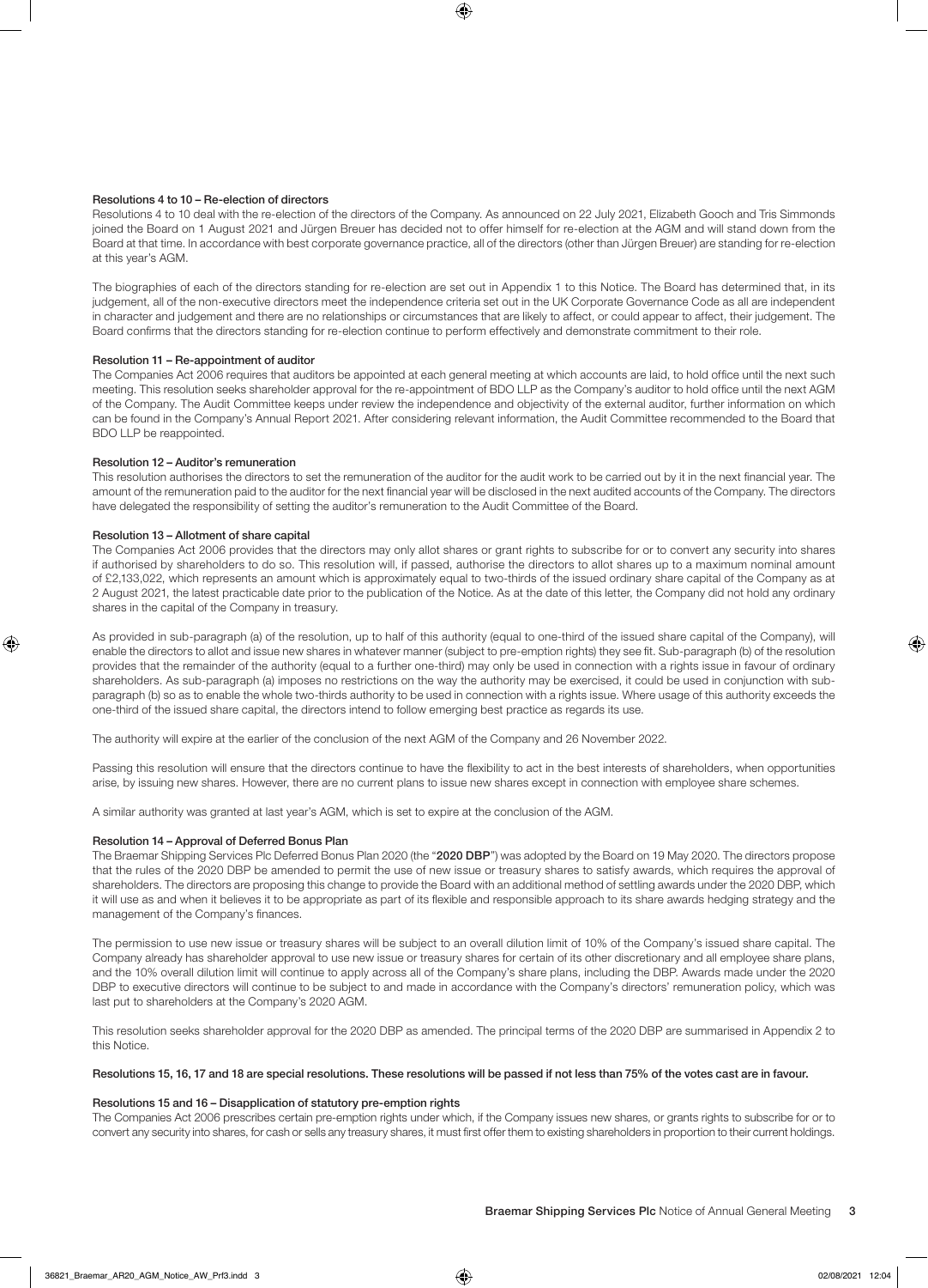### Resolutions 4 to 10 – Re-election of directors

Resolutions 4 to 10 deal with the re-election of the directors of the Company. As announced on 22 July 2021, Elizabeth Gooch and Tris Simmonds joined the Board on 1 August 2021 and Jürgen Breuer has decided not to offer himself for re-election at the AGM and will stand down from the Board at that time. In accordance with best corporate governance practice, all of the directors (other than Jürgen Breuer) are standing for re-election at this year's AGM.

The biographies of each of the directors standing for re-election are set out in Appendix 1 to this Notice. The Board has determined that, in its judgement, all of the non-executive directors meet the independence criteria set out in the UK Corporate Governance Code as all are independent in character and judgement and there are no relationships or circumstances that are likely to affect, or could appear to affect, their judgement. The Board confirms that the directors standing for re-election continue to perform effectively and demonstrate commitment to their role.

### Resolution 11 – Re-appointment of auditor

The Companies Act 2006 requires that auditors be appointed at each general meeting at which accounts are laid, to hold office until the next such meeting. This resolution seeks shareholder approval for the re-appointment of BDO LLP as the Company's auditor to hold office until the next AGM of the Company. The Audit Committee keeps under review the independence and objectivity of the external auditor, further information on which can be found in the Company's Annual Report 2021. After considering relevant information, the Audit Committee recommended to the Board that BDO LLP be reappointed.

### Resolution 12 – Auditor's remuneration

This resolution authorises the directors to set the remuneration of the auditor for the audit work to be carried out by it in the next financial year. The amount of the remuneration paid to the auditor for the next financial year will be disclosed in the next audited accounts of the Company. The directors have delegated the responsibility of setting the auditor's remuneration to the Audit Committee of the Board.

### Resolution 13 – Allotment of share capital

The Companies Act 2006 provides that the directors may only allot shares or grant rights to subscribe for or to convert any security into shares if authorised by shareholders to do so. This resolution will, if passed, authorise the directors to allot shares up to a maximum nominal amount of £2,133,022, which represents an amount which is approximately equal to two-thirds of the issued ordinary share capital of the Company as at 2 August 2021, the latest practicable date prior to the publication of the Notice. As at the date of this letter, the Company did not hold any ordinary shares in the capital of the Company in treasury.

As provided in sub-paragraph (a) of the resolution, up to half of this authority (equal to one-third of the issued share capital of the Company), will enable the directors to allot and issue new shares in whatever manner (subject to pre-emption rights) they see fit. Sub-paragraph (b) of the resolution provides that the remainder of the authority (equal to a further one-third) may only be used in connection with a rights issue in favour of ordinary shareholders. As sub-paragraph (a) imposes no restrictions on the way the authority may be exercised, it could be used in conjunction with sub-paragraph (b) so as to enable the whole two-thirds authority to be used in connection with a rights issue. Where usage of this authority exceeds the one-third of the issued share capital, the directors intend to follow emerging best practice as regards its use.

The authority will expire at the earlier of the conclusion of the next AGM of the Company and 26 November 2022.

Passing this resolution will ensure that the directors continue to have the flexibility to act in the best interests of shareholders, when opportunities arise, by issuing new shares. However, there are no current plans to issue new shares except in connection with employee share schemes.

A similar authority was granted at last year's AGM, which is set to expire at the conclusion of the AGM.

### Resolution 14 – Approval of Deferred Bonus Plan

The Braemar Shipping Services Plc Deferred Bonus Plan 2020 (the "**2020 DBP**") was adopted by the Board on 19 May 2020. The directors propose that the rules of the 2020 DBP be amended to permit the use of new issue or treasury shares to satisfy awards, which requires the approval of shareholders. The directors are proposing this change to provide the Board with an additional method of settling awards under the 2020 DBP, which it will use as and when it believes it to be appropriate as part of its flexible and responsible approach to its share awards hedging strategy and the management of the Company's finances.

The permission to use new issue or treasury shares will be subject to an overall dilution limit of 10% of the Company's issued share capital. The Company already has shareholder approval to use new issue or treasury shares for certain of its other discretionary and all employee share plans, and the 10% overall dilution limit will continue to apply across all of the Company's share plans, including the DBP. Awards made under the 2020 DBP to executive directors will continue to be subject to and made in accordance with the Company's directors' remuneration policy, which was last put to shareholders at the Company's 2020 AGM.

This resolution seeks shareholder approval for the 2020 DBP as amended. The principal terms of the 2020 DBP are summarised in Appendix 2 to this Notice.

**Resolutions 15, 16, 17 and 18 are special resolutions. These resolutions will be passed if not less than 75% of the votes cast are in favour.**

### Resolutions 15 and 16 – Disapplication of statutory pre-emption rights

The Companies Act 2006 prescribes certain pre-emption rights under which, if the Company issues new shares, or grants rights to subscribe for or to convert any security into shares, for cash or sells any treasury shares, it must first offer them to existing shareholders in proportion to their current holdings.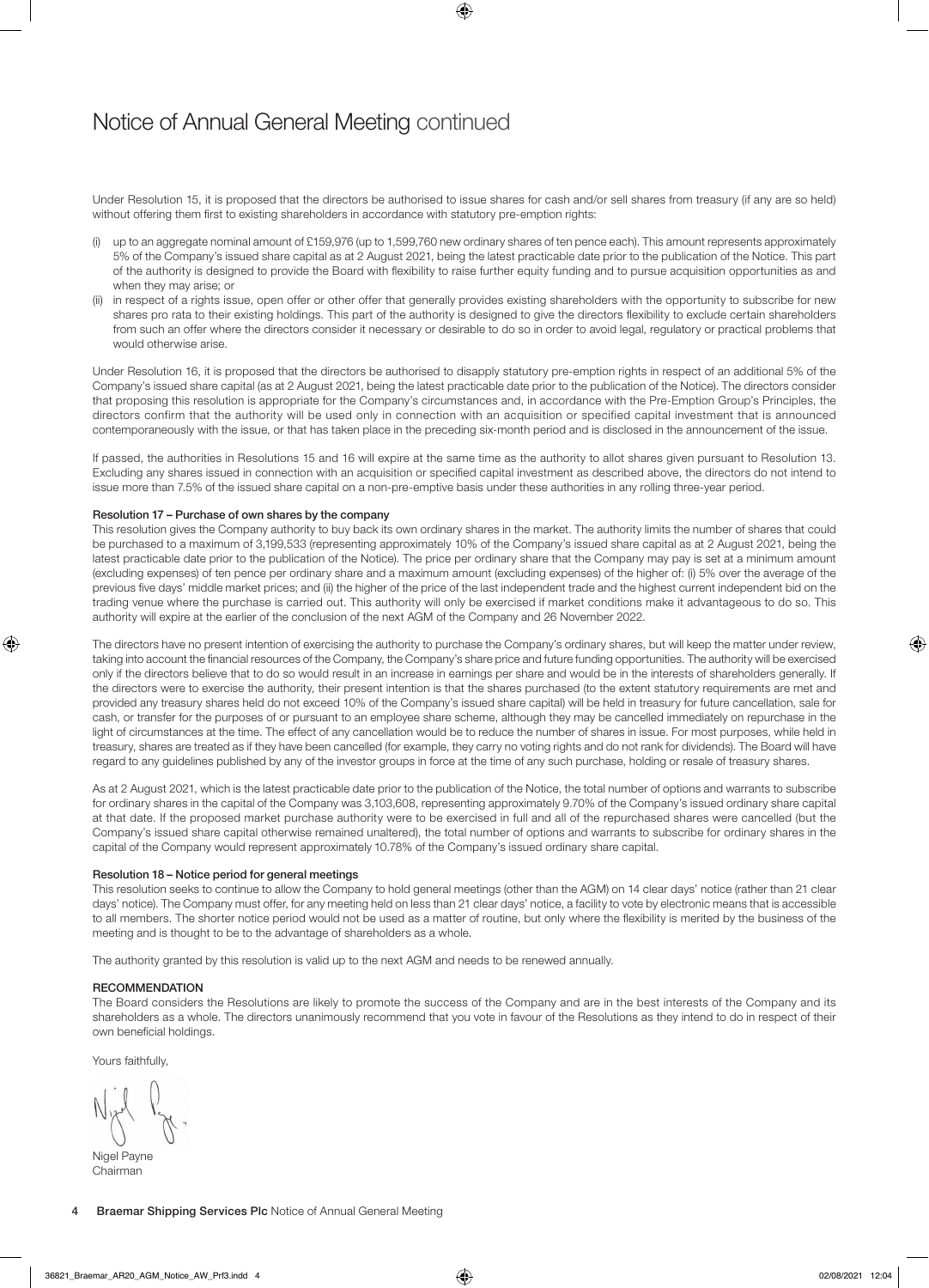# Notice of Annual General Meeting continued

Under Resolution 15, it is proposed that the directors be authorised to issue shares for cash and/or sell shares from treasury (if any are so held) without offering them first to existing shareholders in accordance with statutory pre-emption rights:

(i) up to an aggregate nominal amount of £159,976 (up to 1,599,760 new ordinary shares of ten pence each). This amount represents approximately 5% of the Company's issued share capital as at 2 August 2021, being the latest practicable date prior to the publication of the Notice. This part of the authority is designed to provide the Board with flexibility to raise further equity funding and to pursue acquisition opportunities as and when they may arise; or

(ii) in respect of a rights issue, open offer or other offer that generally provides existing shareholders with the opportunity to subscribe for new shares pro rata to their existing holdings. This part of the authority is designed to give the directors flexibility to exclude certain shareholders from such an offer where the directors consider it necessary or desirable to do so in order to avoid legal, regulatory or practical problems that would otherwise arise.

Under Resolution 16, it is proposed that the directors be authorised to disapply statutory pre-emption rights in respect of an additional 5% of the Company's issued share capital (as at 2 August 2021, being the latest practicable date prior to the publication of the Notice). The directors consider that proposing this resolution is appropriate for the Company's circumstances and, in accordance with the Pre-Emption Group's Principles, the directors confirm that the authority will be used only in connection with an acquisition or specified capital investment that is announced contemporaneously with the issue, or that has taken place in the preceding six-month period and is disclosed in the announcement of the issue.

If passed, the authorities in Resolutions 15 and 16 will expire at the same time as the authority to allot shares given pursuant to Resolution 13. Excluding any shares issued in connection with an acquisition or specified capital investment as described above, the directors do not intend to issue more than 7.5% of the issued share capital on a non-pre-emptive basis under these authorities in any rolling three-year period.

**Resolution 17 – Purchase of own shares by the company**

This resolution gives the Company authority to buy back its own ordinary shares in the market. The authority limits the number of shares that could be purchased to a maximum of 3,199,533 (representing approximately 10% of the Company's issued share capital as at 2 August 2021, being the latest practicable date prior to the publication of the Notice). The price per ordinary share that the Company may pay is set at a minimum amount (excluding expenses) of ten pence per ordinary share and a maximum amount (excluding expenses) of the higher of: (i) 5% over the average of the previous five days' middle market prices; and (ii) the higher of the price of the last independent trade and the highest current independent bid on the trading venue where the purchase is carried out. This authority will only be exercised if market conditions make it advantageous to do so. This authority will expire at the earlier of the conclusion of the next AGM of the Company and 26 November 2022.

The directors have no present intention of exercising the authority to purchase the Company's ordinary shares, but will keep the matter under review, taking into account the financial resources of the Company, the Company's share price and future funding opportunities. The authority will be exercised only if the directors believe that to do so would result in an increase in earnings per share and would be in the interests of shareholders generally. If the directors were to exercise the authority, their present intention is that the shares purchased (to the extent statutory requirements are met and provided any treasury shares held do not exceed 10% of the Company's issued share capital) will be held in treasury for future cancellation, sale for cash, or transfer for the purposes of or pursuant to an employee share scheme, although they may be cancelled immediately on repurchase in the light of circumstances at the time. The effect of any cancellation would be to reduce the number of shares in issue. For most purposes, while held in treasury, shares are treated as if they have been cancelled (for example, they carry no voting rights and do not rank for dividends). The Board will have regard to any guidelines published by any of the investor groups in force at the time of any such purchase, holding or resale of treasury shares.

As at 2 August 2021, which is the latest practicable date prior to the publication of the Notice, the total number of options and warrants to subscribe for ordinary shares in the capital of the Company was 3,103,608, representing approximately 9.70% of the Company's issued ordinary share capital at that date. If the proposed market purchase authority were to be exercised in full and all of the repurchased shares were cancelled (but the Company's issued share capital otherwise remained unaltered), the total number of options and warrants to subscribe for ordinary shares in the capital of the Company would represent approximately 10.78% of the Company's issued ordinary share capital.

**Resolution 18 – Notice period for general meetings**

This resolution seeks to continue to allow the Company to hold general meetings (other than the AGM) on 14 clear days' notice (rather than 21 clear days' notice). The Company must offer, for any meeting held on less than 21 clear days' notice, a facility to vote by electronic means that is accessible to all members. The shorter notice period would not be used as a matter of routine, but only where the flexibility is merited by the business of the meeting and is thought to be to the advantage of shareholders as a whole.

The authority granted by this resolution is valid up to the next AGM and needs to be renewed annually.

**RECOMMENDATION**

The Board considers the Resolutions are likely to promote the success of the Company and are in the best interests of the Company and its shareholders as a whole. The directors unanimously recommend that you vote in favour of the Resolutions as they intend to do in respect of their own beneficial holdings.

Yours faithfully,

Nigel Payne
Chairman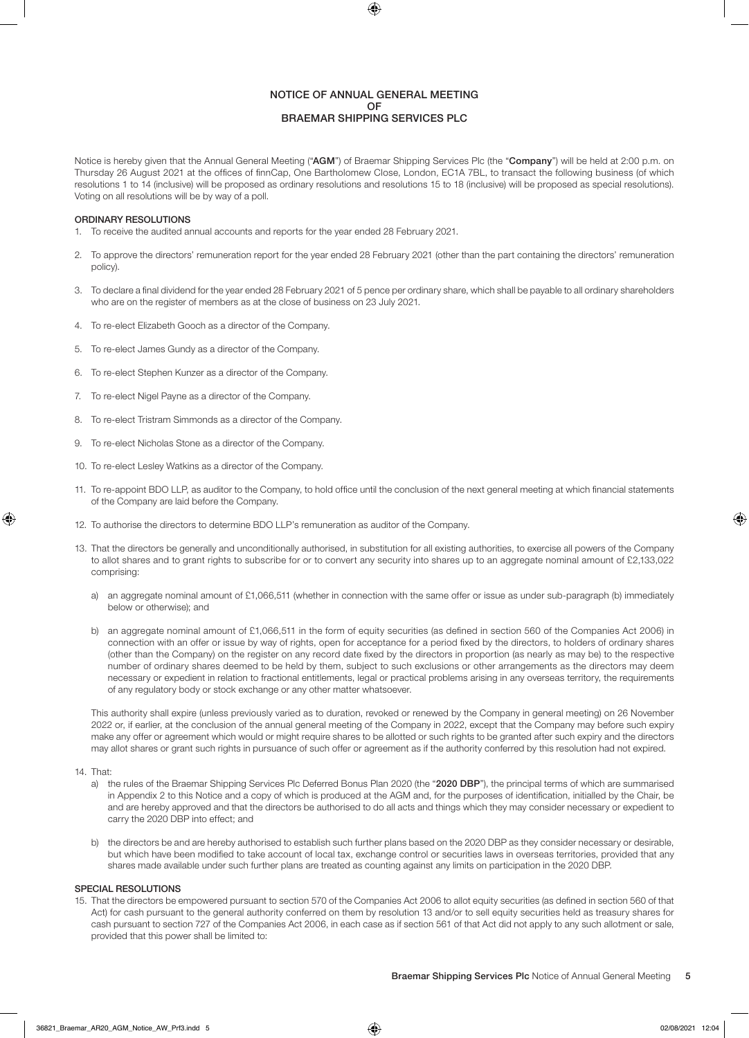# NOTICE OF ANNUAL GENERAL MEETING OF BRAEMAR SHIPPING SERVICES PLC

Notice is hereby given that the Annual General Meeting ("**AGM**") of Braemar Shipping Services Plc (the "**Company**") will be held at 2:00 p.m. on Thursday 26 August 2021 at the offices of finnCap, One Bartholomew Close, London, EC1A 7BL, to transact the following business (of which resolutions 1 to 14 (inclusive) will be proposed as ordinary resolutions and resolutions 15 to 18 (inclusive) will be proposed as special resolutions). Voting on all resolutions will be by way of a poll.

## ORDINARY RESOLUTIONS

1. To receive the audited annual accounts and reports for the year ended 28 February 2021.

2. To approve the directors' remuneration report for the year ended 28 February 2021 (other than the part containing the directors' remuneration policy).

3. To declare a final dividend for the year ended 28 February 2021 of 5 pence per ordinary share, which shall be payable to all ordinary shareholders who are on the register of members as at the close of business on 23 July 2021.

4. To re-elect Elizabeth Gooch as a director of the Company.

5. To re-elect James Gundy as a director of the Company.

6. To re-elect Stephen Kunzer as a director of the Company.

7. To re-elect Nigel Payne as a director of the Company.

8. To re-elect Tristram Simmonds as a director of the Company.

9. To re-elect Nicholas Stone as a director of the Company.

10. To re-elect Lesley Watkins as a director of the Company.

11. To re-appoint BDO LLP, as auditor to the Company, to hold office until the conclusion of the next general meeting at which financial statements of the Company are laid before the Company.

12. To authorise the directors to determine BDO LLP's remuneration as auditor of the Company.

13. That the directors be generally and unconditionally authorised, in substitution for all existing authorities, to exercise all powers of the Company to allot shares and to grant rights to subscribe for or to convert any security into shares up to an aggregate nominal amount of £2,133,022 comprising:

    a) an aggregate nominal amount of £1,066,511 (whether in connection with the same offer or issue as under sub-paragraph (b) immediately below or otherwise); and

    b) an aggregate nominal amount of £1,066,511 in the form of equity securities (as defined in section 560 of the Companies Act 2006) in connection with an offer or issue by way of rights, open for acceptance for a period fixed by the directors, to holders of ordinary shares (other than the Company) on the register on any record date fixed by the directors in proportion (as nearly as may be) to the respective number of ordinary shares deemed to be held by them, subject to such exclusions or other arrangements as the directors may deem necessary or expedient in relation to fractional entitlements, legal or practical problems arising in any overseas territory, the requirements of any regulatory body or stock exchange or any other matter whatsoever.

    This authority shall expire (unless previously varied as to duration, revoked or renewed by the Company in general meeting) on 26 November 2022 or, if earlier, at the conclusion of the annual general meeting of the Company in 2022, except that the Company may before such expiry make any offer or agreement which would or might require shares to be allotted or such rights to be granted after such expiry and the directors may allot shares or grant such rights in pursuance of such offer or agreement as if the authority conferred by this resolution had not expired.

14. That:

    a) the rules of the Braemar Shipping Services Plc Deferred Bonus Plan 2020 (the "**2020 DBP**"), the principal terms of which are summarised in Appendix 2 to this Notice and a copy of which is produced at the AGM and, for the purposes of identification, initialled by the Chair, be and are hereby approved and that the directors be authorised to do all acts and things which they may consider necessary or expedient to carry the 2020 DBP into effect; and

    b) the directors be and are hereby authorised to establish such further plans based on the 2020 DBP as they consider necessary or desirable, but which have been modified to take account of local tax, exchange control or securities laws in overseas territories, provided that any shares made available under such further plans are treated as counting against any limits on participation in the 2020 DBP.

## SPECIAL RESOLUTIONS

15. That the directors be empowered pursuant to section 570 of the Companies Act 2006 to allot equity securities (as defined in section 560 of that Act) for cash pursuant to the general authority conferred on them by resolution 13 and/or to sell equity securities held as treasury shares for cash pursuant to section 727 of the Companies Act 2006, in each case as if section 561 of that Act did not apply to any such allotment or sale, provided that this power shall be limited to: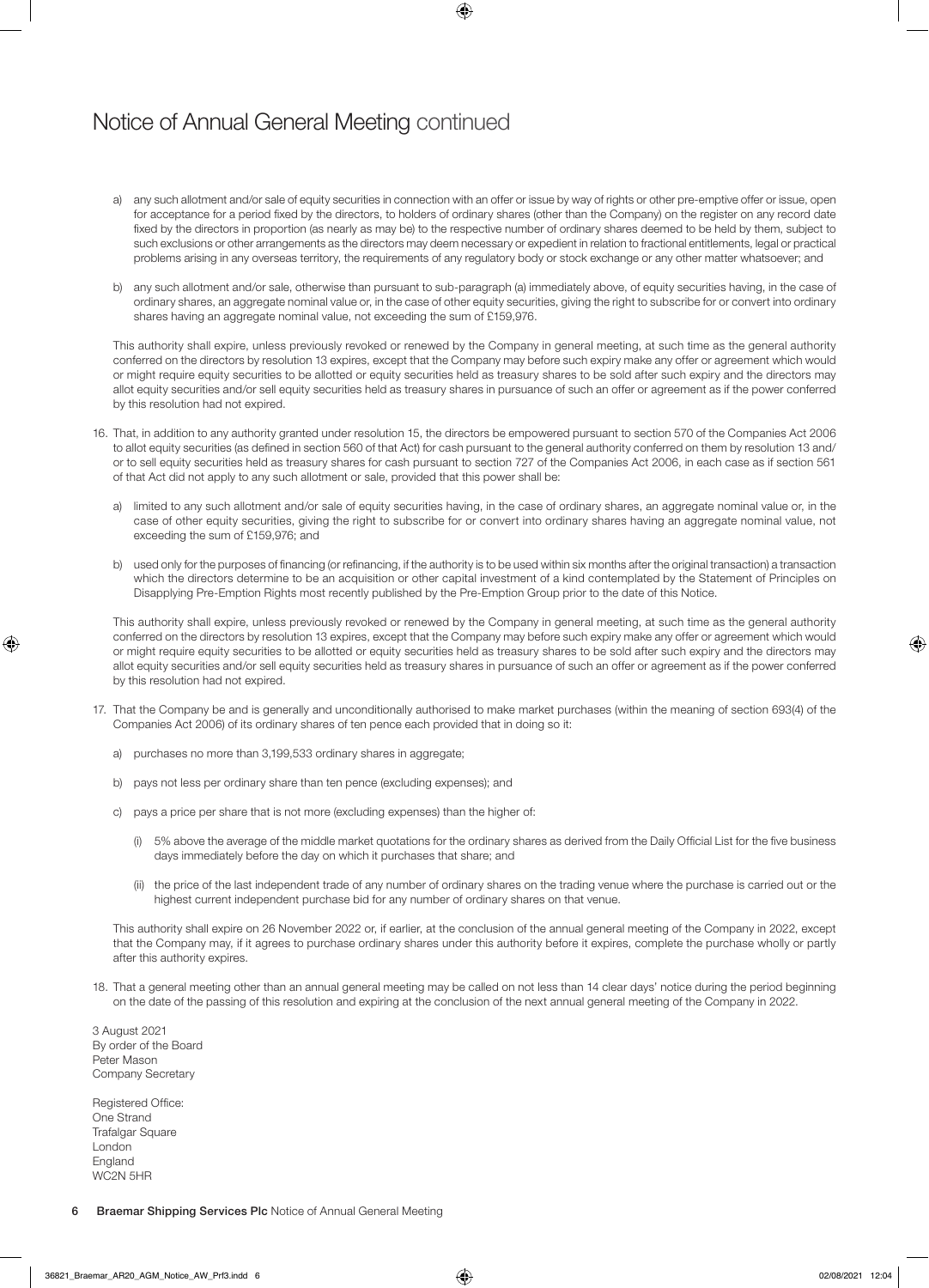# Notice of Annual General Meeting continued

a) any such allotment and/or sale of equity securities in connection with an offer or issue by way of rights or other pre-emptive offer or issue, open for acceptance for a period fixed by the directors, to holders of ordinary shares (other than the Company) on the register on any record date fixed by the directors in proportion (as nearly as may be) to the respective number of ordinary shares deemed to be held by them, subject to such exclusions or other arrangements as the directors may deem necessary or expedient in relation to fractional entitlements, legal or practical problems arising in any overseas territory, the requirements of any regulatory body or stock exchange or any other matter whatsoever; and

b) any such allotment and/or sale, otherwise than pursuant to sub-paragraph (a) immediately above, of equity securities having, in the case of ordinary shares, an aggregate nominal value or, in the case of other equity securities, giving the right to subscribe for or convert into ordinary shares having an aggregate nominal value, not exceeding the sum of £159,976.

This authority shall expire, unless previously revoked or renewed by the Company in general meeting, at such time as the general authority conferred on the directors by resolution 13 expires, except that the Company may before such expiry make any offer or agreement which would or might require equity securities to be allotted or equity securities held as treasury shares to be sold after such expiry and the directors may allot equity securities and/or sell equity securities held as treasury shares in pursuance of such an offer or agreement as if the power conferred by this resolution had not expired.

16. That, in addition to any authority granted under resolution 15, the directors be empowered pursuant to section 570 of the Companies Act 2006 to allot equity securities (as defined in section 560 of that Act) for cash pursuant to the general authority conferred on them by resolution 13 and/or to sell equity securities held as treasury shares for cash pursuant to section 727 of the Companies Act 2006, in each case as if section 561 of that Act did not apply to any such allotment or sale, provided that this power shall be:

   a) limited to any such allotment and/or sale of equity securities having, in the case of ordinary shares, an aggregate nominal value or, in the case of other equity securities, giving the right to subscribe for or convert into ordinary shares having an aggregate nominal value, not exceeding the sum of £159,976; and

   b) used only for the purposes of financing (or refinancing, if the authority is to be used within six months after the original transaction) a transaction which the directors determine to be an acquisition or other capital investment of a kind contemplated by the Statement of Principles on Disapplying Pre-Emption Rights most recently published by the Pre-Emption Group prior to the date of this Notice.

   This authority shall expire, unless previously revoked or renewed by the Company in general meeting, at such time as the general authority conferred on the directors by resolution 13 expires, except that the Company may before such expiry make any offer or agreement which would or might require equity securities to be allotted or equity securities held as treasury shares to be sold after such expiry and the directors may allot equity securities and/or sell equity securities held as treasury shares in pursuance of such an offer or agreement as if the power conferred by this resolution had not expired.

17. That the Company be and is generally and unconditionally authorised to make market purchases (within the meaning of section 693(4) of the Companies Act 2006) of its ordinary shares of ten pence each provided that in doing so it:

   a) purchases no more than 3,199,533 ordinary shares in aggregate;

   b) pays not less per ordinary share than ten pence (excluding expenses); and

   c) pays a price per share that is not more (excluding expenses) than the higher of:

      (i) 5% above the average of the middle market quotations for the ordinary shares as derived from the Daily Official List for the five business days immediately before the day on which it purchases that share; and

      (ii) the price of the last independent trade of any number of ordinary shares on the trading venue where the purchase is carried out or the highest current independent purchase bid for any number of ordinary shares on that venue.

   This authority shall expire on 26 November 2022 or, if earlier, at the conclusion of the annual general meeting of the Company in 2022, except that the Company may, if it agrees to purchase ordinary shares under this authority before it expires, complete the purchase wholly or partly after this authority expires.

18. That a general meeting other than an annual general meeting may be called on not less than 14 clear days' notice during the period beginning on the date of the passing of this resolution and expiring at the conclusion of the next annual general meeting of the Company in 2022.

3 August 2021
By order of the Board
Peter Mason
Company Secretary

Registered Office:
One Strand
Trafalgar Square
London
England
WC2N 5HR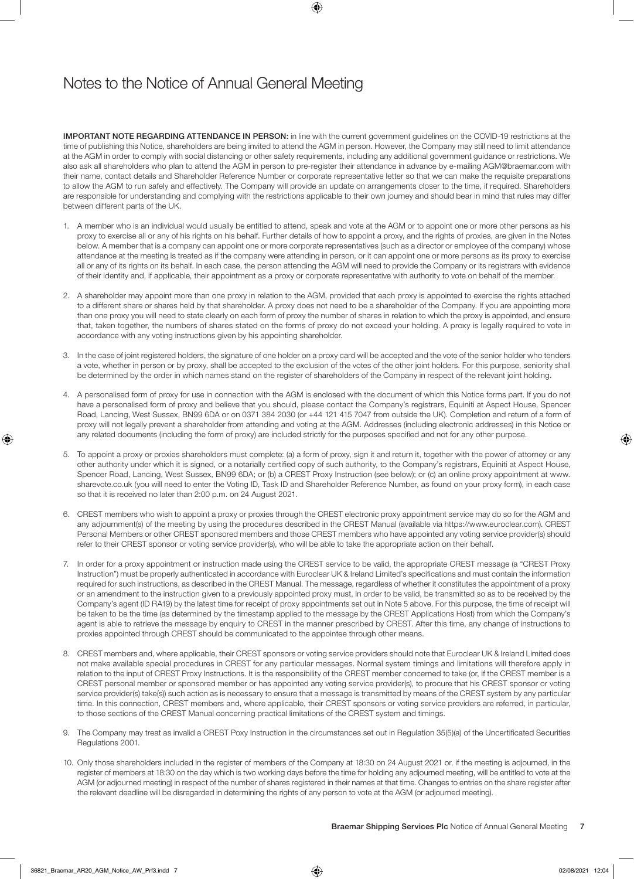# Notes to the Notice of Annual General Meeting

**IMPORTANT NOTE REGARDING ATTENDANCE IN PERSON:** in line with the current government guidelines on the COVID-19 restrictions at the time of publishing this Notice, shareholders are being invited to attend the AGM in person. However, the Company may still need to limit attendance at the AGM in order to comply with social distancing or other safety requirements, including any additional government guidance or restrictions. We also ask all shareholders who plan to attend the AGM in person to pre-register their attendance in advance by e-mailing AGM@braemar.com with their name, contact details and Shareholder Reference Number or corporate representative letter so that we can make the requisite preparations to allow the AGM to run safely and effectively. The Company will provide an update on arrangements closer to the time, if required. Shareholders are responsible for understanding and complying with the restrictions applicable to their own journey and should bear in mind that rules may differ between different parts of the UK.

1. A member who is an individual would usually be entitled to attend, speak and vote at the AGM or to appoint one or more other persons as his proxy to exercise all or any of his rights on his behalf. Further details of how to appoint a proxy, and the rights of proxies, are given in the Notes below. A member that is a company can appoint one or more corporate representatives (such as a director or employee of the company) whose attendance at the meeting is treated as if the company were attending in person, or it can appoint one or more persons as its proxy to exercise all or any of its rights on its behalf. In each case, the person attending the AGM will need to provide the Company or its registrars with evidence of their identity and, if applicable, their appointment as a proxy or corporate representative with authority to vote on behalf of the member.

2. A shareholder may appoint more than one proxy in relation to the AGM, provided that each proxy is appointed to exercise the rights attached to a different share or shares held by that shareholder. A proxy does not need to be a shareholder of the Company. If you are appointing more than one proxy you will need to state clearly on each form of proxy the number of shares in relation to which the proxy is appointed, and ensure that, taken together, the numbers of shares stated on the forms of proxy do not exceed your holding. A proxy is legally required to vote in accordance with any voting instructions given by his appointing shareholder.

3. In the case of joint registered holders, the signature of one holder on a proxy card will be accepted and the vote of the senior holder who tenders a vote, whether in person or by proxy, shall be accepted to the exclusion of the votes of the other joint holders. For this purpose, seniority shall be determined by the order in which names stand on the register of shareholders of the Company in respect of the relevant joint holding.

4. A personalised form of proxy for use in connection with the AGM is enclosed with the document of which this Notice forms part. If you do not have a personalised form of proxy and believe that you should, please contact the Company's registrars, Equiniti at Aspect House, Spencer Road, Lancing, West Sussex, BN99 6DA or on 0371 384 2030 (or +44 121 415 7047 from outside the UK). Completion and return of a form of proxy will not legally prevent a shareholder from attending and voting at the AGM. Addresses (including electronic addresses) in this Notice or any related documents (including the form of proxy) are included strictly for the purposes specified and not for any other purpose.

5. To appoint a proxy or proxies shareholders must complete: (a) a form of proxy, sign it and return it, together with the power of attorney or any other authority under which it is signed, or a notarially certified copy of such authority, to the Company's registrars, Equiniti at Aspect House, Spencer Road, Lancing, West Sussex, BN99 6DA; or (b) a CREST Proxy Instruction (see below); or (c) an online proxy appointment at www.sharevote.co.uk (you will need to enter the Voting ID, Task ID and Shareholder Reference Number, as found on your proxy form), in each case so that it is received no later than 2:00 p.m. on 24 August 2021.

6. CREST members who wish to appoint a proxy or proxies through the CREST electronic proxy appointment service may do so for the AGM and any adjournment(s) of the meeting by using the procedures described in the CREST Manual (available via https://www.euroclear.com). CREST Personal Members or other CREST sponsored members and those CREST members who have appointed any voting service provider(s) should refer to their CREST sponsor or voting service provider(s), who will be able to take the appropriate action on their behalf.

7. In order for a proxy appointment or instruction made using the CREST service to be valid, the appropriate CREST message (a "CREST Proxy Instruction") must be properly authenticated in accordance with Euroclear UK & Ireland Limited's specifications and must contain the information required for such instructions, as described in the CREST Manual. The message, regardless of whether it constitutes the appointment of a proxy or an amendment to the instruction given to a previously appointed proxy must, in order to be valid, be transmitted so as to be received by the Company's agent (ID RA19) by the latest time for receipt of proxy appointments set out in Note 5 above. For this purpose, the time of receipt will be taken to be the time (as determined by the timestamp applied to the message by the CREST Applications Host) from which the Company's agent is able to retrieve the message by enquiry to CREST in the manner prescribed by CREST. After this time, any change of instructions to proxies appointed through CREST should be communicated to the appointee through other means.

8. CREST members and, where applicable, their CREST sponsors or voting service providers should note that Euroclear UK & Ireland Limited does not make available special procedures in CREST for any particular messages. Normal system timings and limitations will therefore apply in relation to the input of CREST Proxy Instructions. It is the responsibility of the CREST member concerned to take (or, if the CREST member is a CREST personal member or sponsored member or has appointed any voting service provider(s), to procure that his CREST sponsor or voting service provider(s) take(s)) such action as is necessary to ensure that a message is transmitted by means of the CREST system by any particular time. In this connection, CREST members and, where applicable, their CREST sponsors or voting service providers are referred, in particular, to those sections of the CREST Manual concerning practical limitations of the CREST system and timings.

9. The Company may treat as invalid a CREST Poxy Instruction in the circumstances set out in Regulation 35(5)(a) of the Uncertificated Securities Regulations 2001.

10. Only those shareholders included in the register of members of the Company at 18:30 on 24 August 2021 or, if the meeting is adjourned, in the register of members at 18:30 on the day which is two working days before the time for holding any adjourned meeting, will be entitled to vote at the AGM (or adjourned meeting) in respect of the number of shares registered in their names at that time. Changes to entries on the share register after the relevant deadline will be disregarded in determining the rights of any person to vote at the AGM (or adjourned meeting).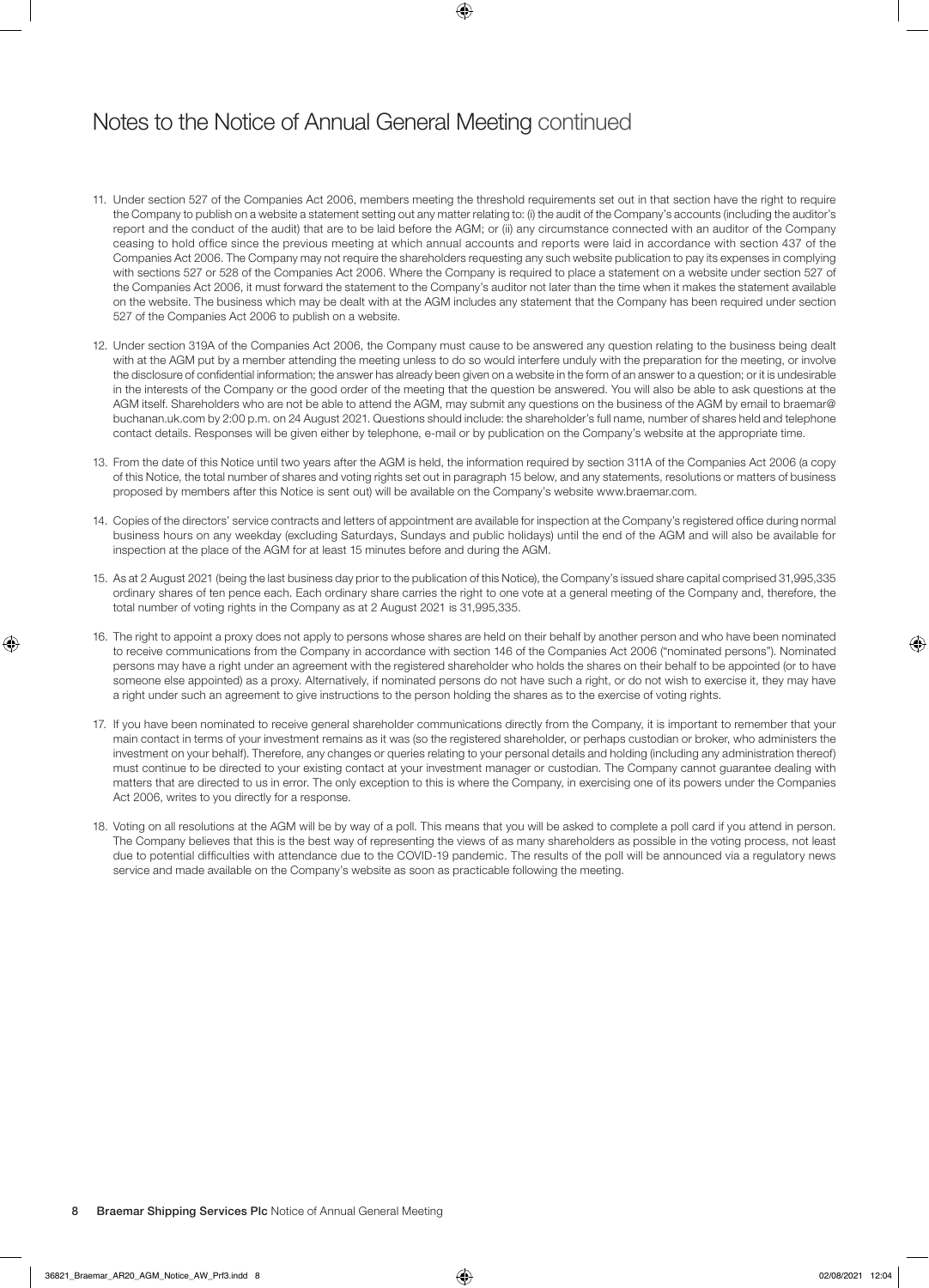# Notes to the Notice of Annual General Meeting continued

11. Under section 527 of the Companies Act 2006, members meeting the threshold requirements set out in that section have the right to require the Company to publish on a website a statement setting out any matter relating to: (i) the audit of the Company's accounts (including the auditor's report and the conduct of the audit) that are to be laid before the AGM; or (ii) any circumstance connected with an auditor of the Company ceasing to hold office since the previous meeting at which annual accounts and reports were laid in accordance with section 437 of the Companies Act 2006. The Company may not require the shareholders requesting any such website publication to pay its expenses in complying with sections 527 or 528 of the Companies Act 2006. Where the Company is required to place a statement on a website under section 527 of the Companies Act 2006, it must forward the statement to the Company's auditor not later than the time when it makes the statement available on the website. The business which may be dealt with at the AGM includes any statement that the Company has been required under section 527 of the Companies Act 2006 to publish on a website.

12. Under section 319A of the Companies Act 2006, the Company must cause to be answered any question relating to the business being dealt with at the AGM put by a member attending the meeting unless to do so would interfere unduly with the preparation for the meeting, or involve the disclosure of confidential information; the answer has already been given on a website in the form of an answer to a question; or it is undesirable in the interests of the Company or the good order of the meeting that the question be answered. You will also be able to ask questions at the AGM itself. Shareholders who are not be able to attend the AGM, may submit any questions on the business of the AGM by email to braemar@buchanan.uk.com by 2:00 p.m. on 24 August 2021. Questions should include: the shareholder's full name, number of shares held and telephone contact details. Responses will be given either by telephone, e-mail or by publication on the Company's website at the appropriate time.

13. From the date of this Notice until two years after the AGM is held, the information required by section 311A of the Companies Act 2006 (a copy of this Notice, the total number of shares and voting rights set out in paragraph 15 below, and any statements, resolutions or matters of business proposed by members after this Notice is sent out) will be available on the Company's website www.braemar.com.

14. Copies of the directors' service contracts and letters of appointment are available for inspection at the Company's registered office during normal business hours on any weekday (excluding Saturdays, Sundays and public holidays) until the end of the AGM and will also be available for inspection at the place of the AGM for at least 15 minutes before and during the AGM.

15. As at 2 August 2021 (being the last business day prior to the publication of this Notice), the Company's issued share capital comprised 31,995,335 ordinary shares of ten pence each. Each ordinary share carries the right to one vote at a general meeting of the Company and, therefore, the total number of voting rights in the Company as at 2 August 2021 is 31,995,335.

16. The right to appoint a proxy does not apply to persons whose shares are held on their behalf by another person and who have been nominated to receive communications from the Company in accordance with section 146 of the Companies Act 2006 ("nominated persons"). Nominated persons may have a right under an agreement with the registered shareholder who holds the shares on their behalf to be appointed (or to have someone else appointed) as a proxy. Alternatively, if nominated persons do not have such a right, or do not wish to exercise it, they may have a right under such an agreement to give instructions to the person holding the shares as to the exercise of voting rights.

17. If you have been nominated to receive general shareholder communications directly from the Company, it is important to remember that your main contact in terms of your investment remains as it was (so the registered shareholder, or perhaps custodian or broker, who administers the investment on your behalf). Therefore, any changes or queries relating to your personal details and holding (including any administration thereof) must continue to be directed to your existing contact at your investment manager or custodian. The Company cannot guarantee dealing with matters that are directed to us in error. The only exception to this is where the Company, in exercising one of its powers under the Companies Act 2006, writes to you directly for a response.

18. Voting on all resolutions at the AGM will be by way of a poll. This means that you will be asked to complete a poll card if you attend in person. The Company believes that this is the best way of representing the views of as many shareholders as possible in the voting process, not least due to potential difficulties with attendance due to the COVID-19 pandemic. The results of the poll will be announced via a regulatory news service and made available on the Company's website as soon as practicable following the meeting.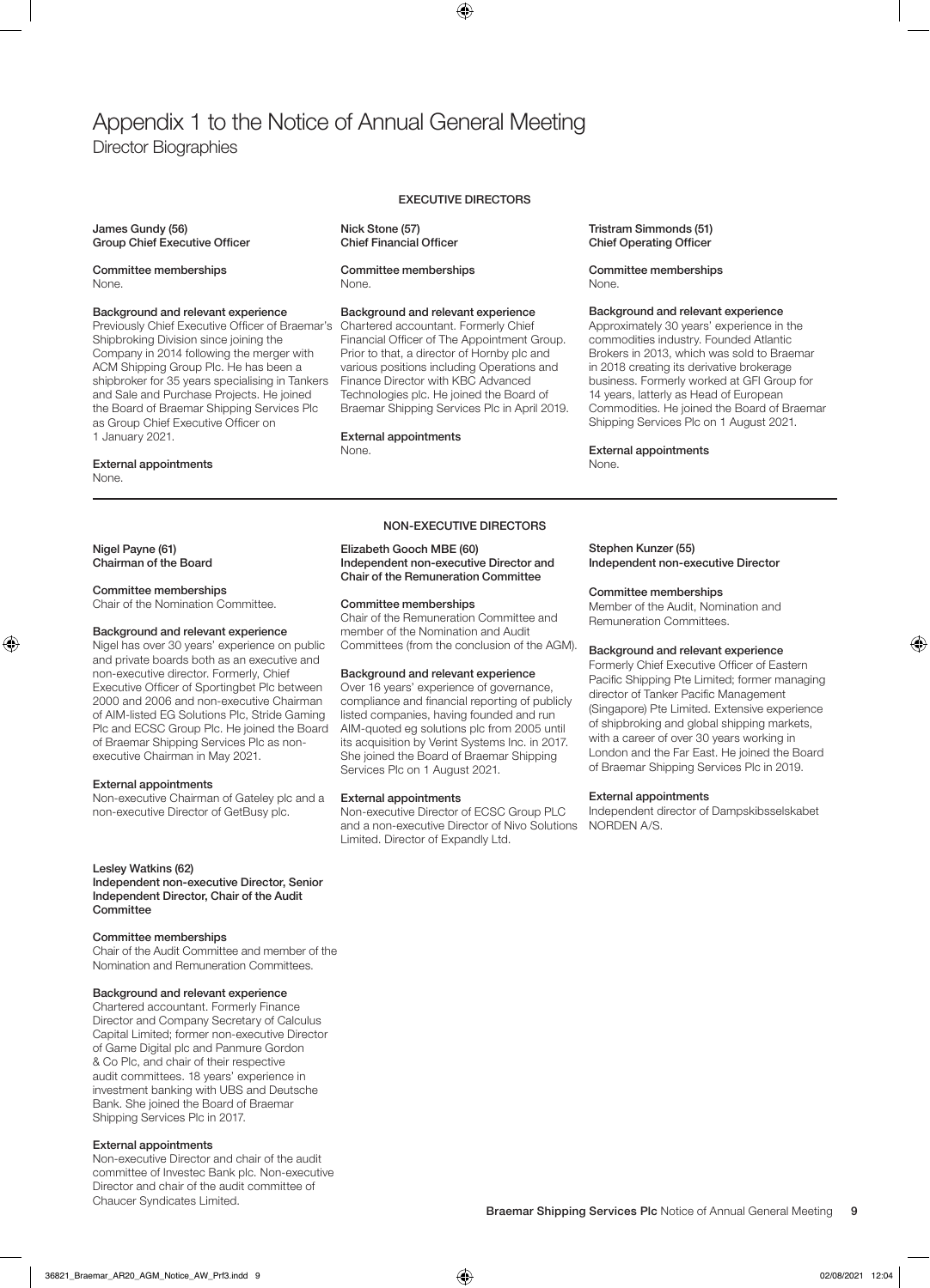# Appendix 1 to the Notice of Annual General Meeting

## Director Biographies

### EXECUTIVE DIRECTORS

**James Gundy (56)**
**Group Chief Executive Officer**

**Committee memberships**
None.

**Background and relevant experience**
Previously Chief Executive Officer of Braemar's Shipbroking Division since joining the Company in 2014 following the merger with ACM Shipping Group Plc. He has been a shipbroker for 35 years specialising in Tankers and Sale and Purchase Projects. He joined the Board of Braemar Shipping Services Plc as Group Chief Executive Officer on 1 January 2021.

**External appointments**
None.

**Nick Stone (57)**
**Chief Financial Officer**

**Committee memberships**
None.

**Background and relevant experience**
Chartered accountant. Formerly Chief Financial Officer of The Appointment Group. Prior to that, a director of Hornby plc and various positions including Operations and Finance Director with KBC Advanced Technologies plc. He joined the Board of Braemar Shipping Services Plc in April 2019.

**External appointments**
None.

**Tristram Simmonds (51)**
**Chief Operating Officer**

**Committee memberships**
None.

**Background and relevant experience**
Approximately 30 years' experience in the commodities industry. Founded Atlantic Brokers in 2013, which was sold to Braemar in 2018 creating its derivative brokerage business. Formerly worked at GFI Group for 14 years, latterly as Head of European Commodities. He joined the Board of Braemar Shipping Services Plc on 1 August 2021.

**External appointments**
None.

### NON-EXECUTIVE DIRECTORS

**Nigel Payne (61)**
**Chairman of the Board**

**Committee memberships**
Chair of the Nomination Committee.

**Background and relevant experience**
Nigel has over 30 years' experience on public and private boards both as an executive and non-executive director. Formerly, Chief Executive Officer of Sportingbet Plc between 2000 and 2006 and non-executive Chairman of AIM-listed EG Solutions Plc, Stride Gaming Plc and ECSC Group Plc. He joined the Board of Braemar Shipping Services Plc as non-executive Chairman in May 2021.

**External appointments**
Non-executive Chairman of Gateley plc and a non-executive Director of GetBusy plc.

**Elizabeth Gooch MBE (60)**
**Independent non-executive Director and Chair of the Remuneration Committee**

**Committee memberships**
Chair of the Remuneration Committee and member of the Nomination and Audit Committees (from the conclusion of the AGM).

**Background and relevant experience**
Over 16 years' experience of governance, compliance and financial reporting of publicly listed companies, having founded and run AIM-quoted eg solutions plc from 2005 until its acquisition by Verint Systems Inc. in 2017. She joined the Board of Braemar Shipping Services Plc on 1 August 2021.

**External appointments**
Non-executive Director of ECSC Group PLC and a non-executive Director of Nivo Solutions Limited. Director of Expandly Ltd.

**Stephen Kunzer (55)**
**Independent non-executive Director**

**Committee memberships**
Member of the Audit, Nomination and Remuneration Committees.

**Background and relevant experience**
Formerly Chief Executive Officer of Eastern Pacific Shipping Pte Limited; former managing director of Tanker Pacific Management (Singapore) Pte Limited. Extensive experience of shipbroking and global shipping markets, with a career of over 30 years working in London and the Far East. He joined the Board of Braemar Shipping Services Plc in 2019.

**External appointments**
Independent director of Dampskibsselskabet NORDEN A/S.

**Lesley Watkins (62)**
**Independent non-executive Director, Senior Independent Director, Chair of the Audit Committee**

**Committee memberships**
Chair of the Audit Committee and member of the Nomination and Remuneration Committees.

**Background and relevant experience**
Chartered accountant. Formerly Finance Director and Company Secretary of Calculus Capital Limited; former non-executive Director of Game Digital plc and Panmure Gordon & Co Plc, and chair of their respective audit committees. 18 years' experience in investment banking with UBS and Deutsche Bank. She joined the Board of Braemar Shipping Services Plc in 2017.

**External appointments**
Non-executive Director and chair of the audit committee of Investec Bank plc. Non-executive Director and chair of the audit committee of Chaucer Syndicates Limited.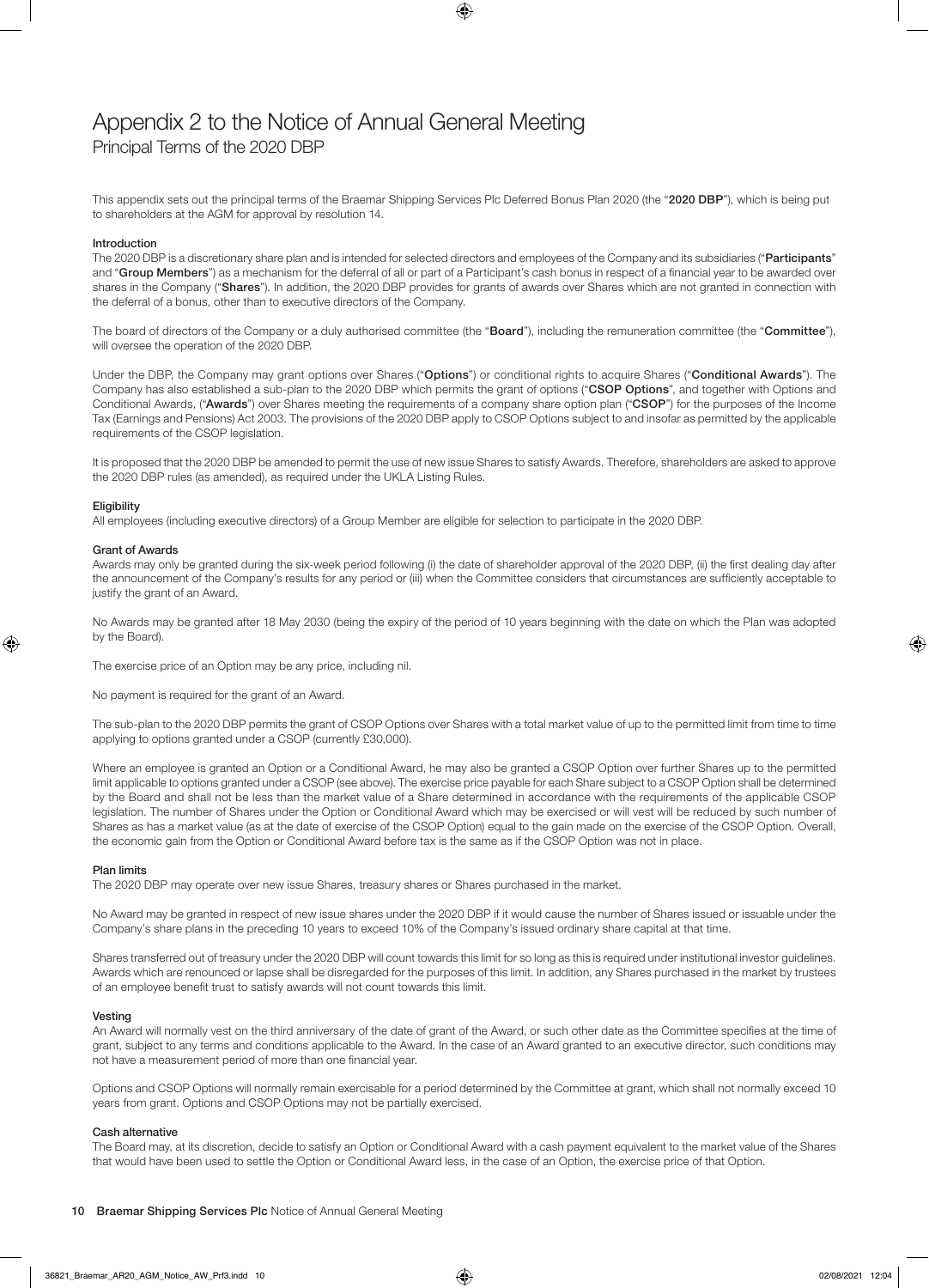# Appendix 2 to the Notice of Annual General Meeting

## Principal Terms of the 2020 DBP

This appendix sets out the principal terms of the Braemar Shipping Services Plc Deferred Bonus Plan 2020 (the "**2020 DBP**"), which is being put to shareholders at the AGM for approval by resolution 14.

### Introduction

The 2020 DBP is a discretionary share plan and is intended for selected directors and employees of the Company and its subsidiaries ("**Participants**" and "**Group Members**") as a mechanism for the deferral of all or part of a Participant's cash bonus in respect of a financial year to be awarded over shares in the Company ("**Shares**"). In addition, the 2020 DBP provides for grants of awards over Shares which are not granted in connection with the deferral of a bonus, other than to executive directors of the Company.

The board of directors of the Company or a duly authorised committee (the "**Board**"), including the remuneration committee (the "**Committee**"), will oversee the operation of the 2020 DBP.

Under the DBP, the Company may grant options over Shares ("**Options**") or conditional rights to acquire Shares ("**Conditional Awards**"). The Company has also established a sub-plan to the 2020 DBP which permits the grant of options ("**CSOP Options**", and together with Options and Conditional Awards, ("**Awards**") over Shares meeting the requirements of a company share option plan ("**CSOP**") for the purposes of the Income Tax (Earnings and Pensions) Act 2003. The provisions of the 2020 DBP apply to CSOP Options subject to and insofar as permitted by the applicable requirements of the CSOP legislation.

It is proposed that the 2020 DBP be amended to permit the use of new issue Shares to satisfy Awards. Therefore, shareholders are asked to approve the 2020 DBP rules (as amended), as required under the UKLA Listing Rules.

### Eligibility

All employees (including executive directors) of a Group Member are eligible for selection to participate in the 2020 DBP.

### Grant of Awards

Awards may only be granted during the six-week period following (i) the date of shareholder approval of the 2020 DBP, (ii) the first dealing day after the announcement of the Company's results for any period or (iii) when the Committee considers that circumstances are sufficiently acceptable to justify the grant of an Award.

No Awards may be granted after 18 May 2030 (being the expiry of the period of 10 years beginning with the date on which the Plan was adopted by the Board).

The exercise price of an Option may be any price, including nil.

No payment is required for the grant of an Award.

The sub-plan to the 2020 DBP permits the grant of CSOP Options over Shares with a total market value of up to the permitted limit from time to time applying to options granted under a CSOP (currently £30,000).

Where an employee is granted an Option or a Conditional Award, he may also be granted a CSOP Option over further Shares up to the permitted limit applicable to options granted under a CSOP (see above). The exercise price payable for each Share subject to a CSOP Option shall be determined by the Board and shall not be less than the market value of a Share determined in accordance with the requirements of the applicable CSOP legislation. The number of Shares under the Option or Conditional Award which may be exercised or will vest will be reduced by such number of Shares as has a market value (as at the date of exercise of the CSOP Option) equal to the gain made on the exercise of the CSOP Option. Overall, the economic gain from the Option or Conditional Award before tax is the same as if the CSOP Option was not in place.

### Plan limits

The 2020 DBP may operate over new issue Shares, treasury shares or Shares purchased in the market.

No Award may be granted in respect of new issue shares under the 2020 DBP if it would cause the number of Shares issued or issuable under the Company's share plans in the preceding 10 years to exceed 10% of the Company's issued ordinary share capital at that time.

Shares transferred out of treasury under the 2020 DBP will count towards this limit for so long as this is required under institutional investor guidelines. Awards which are renounced or lapse shall be disregarded for the purposes of this limit. In addition, any Shares purchased in the market by trustees of an employee benefit trust to satisfy awards will not count towards this limit.

### Vesting

An Award will normally vest on the third anniversary of the date of grant of the Award, or such other date as the Committee specifies at the time of grant, subject to any terms and conditions applicable to the Award. In the case of an Award granted to an executive director, such conditions may not have a measurement period of more than one financial year.

Options and CSOP Options will normally remain exercisable for a period determined by the Committee at grant, which shall not normally exceed 10 years from grant. Options and CSOP Options may not be partially exercised.

### Cash alternative

The Board may, at its discretion, decide to satisfy an Option or Conditional Award with a cash payment equivalent to the market value of the Shares that would have been used to settle the Option or Conditional Award less, in the case of an Option, the exercise price of that Option.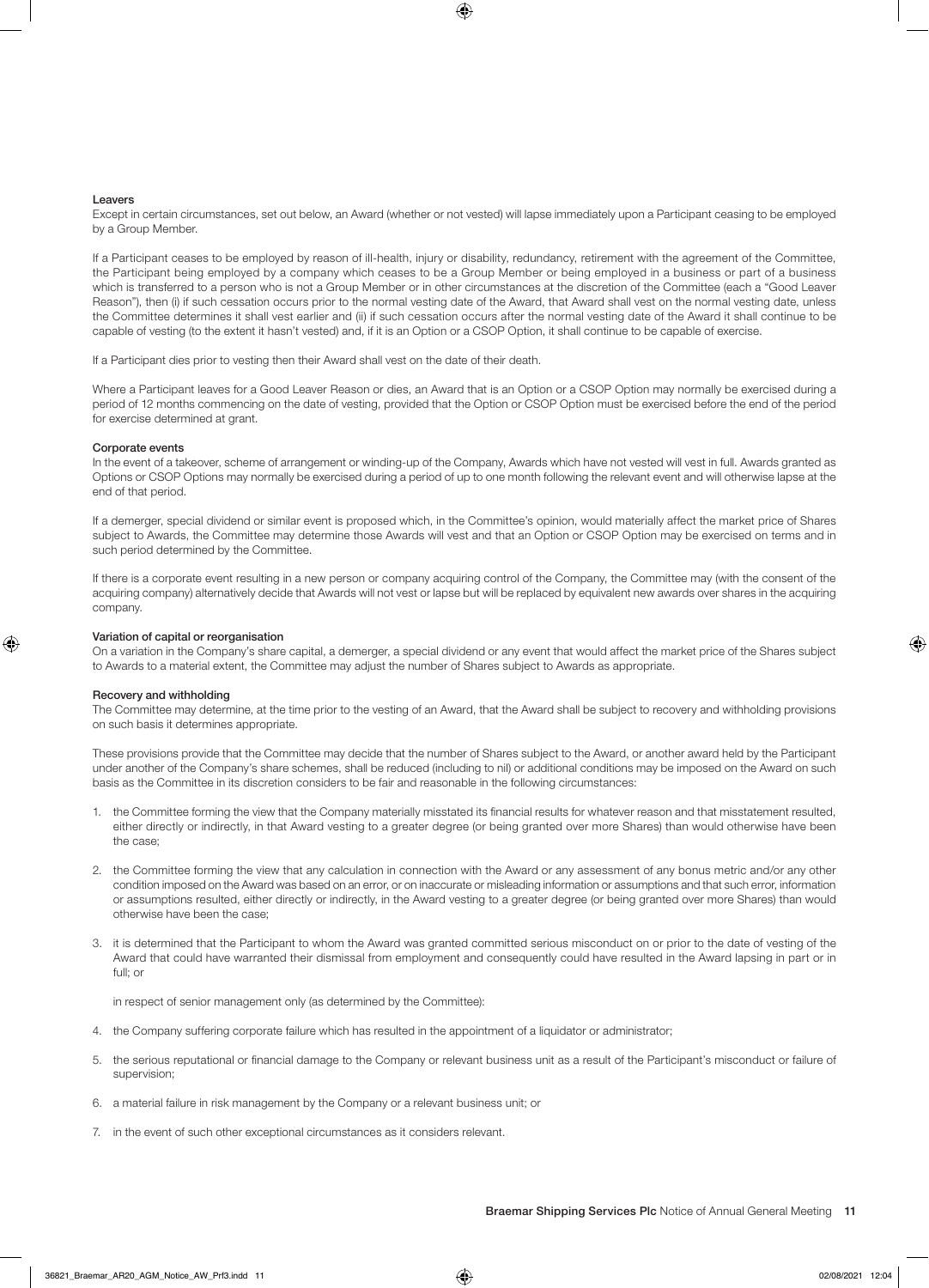### Leavers

Except in certain circumstances, set out below, an Award (whether or not vested) will lapse immediately upon a Participant ceasing to be employed by a Group Member.

If a Participant ceases to be employed by reason of ill-health, injury or disability, redundancy, retirement with the agreement of the Committee, the Participant being employed by a company which ceases to be a Group Member or being employed in a business or part of a business which is transferred to a person who is not a Group Member or in other circumstances at the discretion of the Committee (each a "Good Leaver Reason"), then (i) if such cessation occurs prior to the normal vesting date of the Award, that Award shall vest on the normal vesting date, unless the Committee determines it shall vest earlier and (ii) if such cessation occurs after the normal vesting date of the Award it shall continue to be capable of vesting (to the extent it hasn't vested) and, if it is an Option or a CSOP Option, it shall continue to be capable of exercise.

If a Participant dies prior to vesting then their Award shall vest on the date of their death.

Where a Participant leaves for a Good Leaver Reason or dies, an Award that is an Option or a CSOP Option may normally be exercised during a period of 12 months commencing on the date of vesting, provided that the Option or CSOP Option must be exercised before the end of the period for exercise determined at grant.

### Corporate events

In the event of a takeover, scheme of arrangement or winding-up of the Company, Awards which have not vested will vest in full. Awards granted as Options or CSOP Options may normally be exercised during a period of up to one month following the relevant event and will otherwise lapse at the end of that period.

If a demerger, special dividend or similar event is proposed which, in the Committee's opinion, would materially affect the market price of Shares subject to Awards, the Committee may determine those Awards will vest and that an Option or CSOP Option may be exercised on terms and in such period determined by the Committee.

If there is a corporate event resulting in a new person or company acquiring control of the Company, the Committee may (with the consent of the acquiring company) alternatively decide that Awards will not vest or lapse but will be replaced by equivalent new awards over shares in the acquiring company.

### Variation of capital or reorganisation

On a variation in the Company's share capital, a demerger, a special dividend or any event that would affect the market price of the Shares subject to Awards to a material extent, the Committee may adjust the number of Shares subject to Awards as appropriate.

### Recovery and withholding

The Committee may determine, at the time prior to the vesting of an Award, that the Award shall be subject to recovery and withholding provisions on such basis it determines appropriate.

These provisions provide that the Committee may decide that the number of Shares subject to the Award, or another award held by the Participant under another of the Company's share schemes, shall be reduced (including to nil) or additional conditions may be imposed on the Award on such basis as the Committee in its discretion considers to be fair and reasonable in the following circumstances:

1. the Committee forming the view that the Company materially misstated its financial results for whatever reason and that misstatement resulted, either directly or indirectly, in that Award vesting to a greater degree (or being granted over more Shares) than would otherwise have been the case;

2. the Committee forming the view that any calculation in connection with the Award or any assessment of any bonus metric and/or any other condition imposed on the Award was based on an error, or on inaccurate or misleading information or assumptions and that such error, information or assumptions resulted, either directly or indirectly, in the Award vesting to a greater degree (or being granted over more Shares) than would otherwise have been the case;

3. it is determined that the Participant to whom the Award was granted committed serious misconduct on or prior to the date of vesting of the Award that could have warranted their dismissal from employment and consequently could have resulted in the Award lapsing in part or in full; or

   in respect of senior management only (as determined by the Committee):

4. the Company suffering corporate failure which has resulted in the appointment of a liquidator or administrator;

5. the serious reputational or financial damage to the Company or relevant business unit as a result of the Participant's misconduct or failure of supervision;

6. a material failure in risk management by the Company or a relevant business unit; or

7. in the event of such other exceptional circumstances as it considers relevant.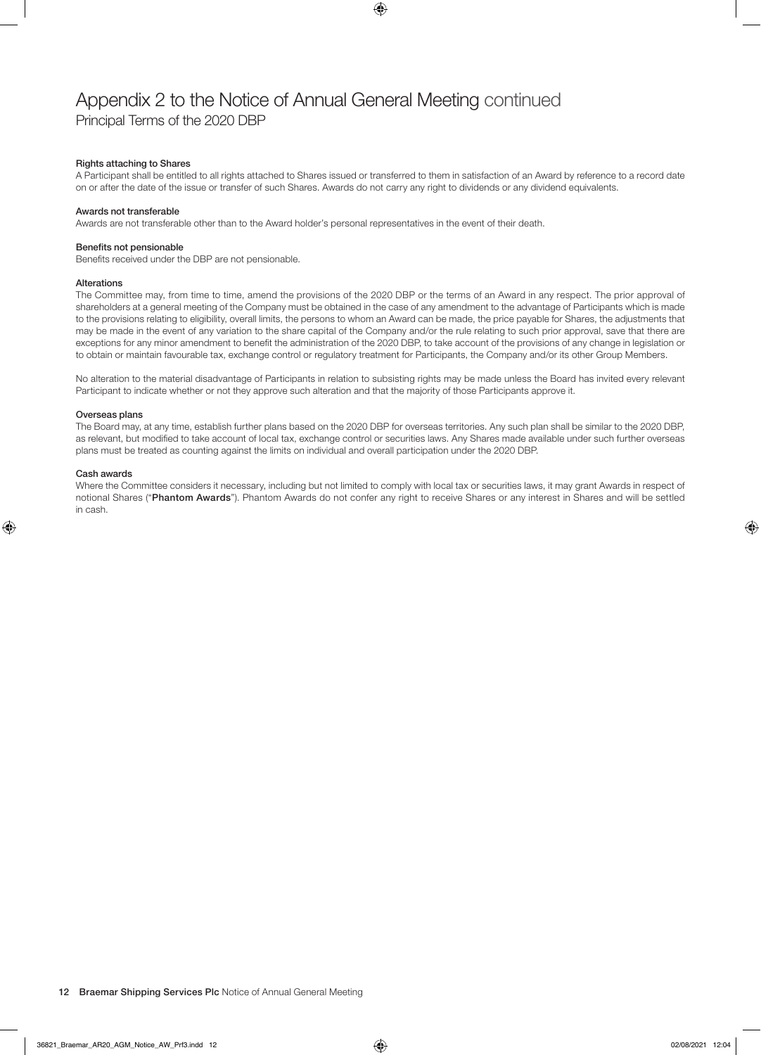# Appendix 2 to the Notice of Annual General Meeting continued

## Principal Terms of the 2020 DBP

**Rights attaching to Shares**

A Participant shall be entitled to all rights attached to Shares issued or transferred to them in satisfaction of an Award by reference to a record date on or after the date of the issue or transfer of such Shares. Awards do not carry any right to dividends or any dividend equivalents.

**Awards not transferable**

Awards are not transferable other than to the Award holder's personal representatives in the event of their death.

**Benefits not pensionable**

Benefits received under the DBP are not pensionable.

**Alterations**

The Committee may, from time to time, amend the provisions of the 2020 DBP or the terms of an Award in any respect. The prior approval of shareholders at a general meeting of the Company must be obtained in the case of any amendment to the advantage of Participants which is made to the provisions relating to eligibility, overall limits, the persons to whom an Award can be made, the price payable for Shares, the adjustments that may be made in the event of any variation to the share capital of the Company and/or the rule relating to such prior approval, save that there are exceptions for any minor amendment to benefit the administration of the 2020 DBP, to take account of the provisions of any change in legislation or to obtain or maintain favourable tax, exchange control or regulatory treatment for Participants, the Company and/or its other Group Members.

No alteration to the material disadvantage of Participants in relation to subsisting rights may be made unless the Board has invited every relevant Participant to indicate whether or not they approve such alteration and that the majority of those Participants approve it.

**Overseas plans**

The Board may, at any time, establish further plans based on the 2020 DBP for overseas territories. Any such plan shall be similar to the 2020 DBP, as relevant, but modified to take account of local tax, exchange control or securities laws. Any Shares made available under such further overseas plans must be treated as counting against the limits on individual and overall participation under the 2020 DBP.

**Cash awards**

Where the Committee considers it necessary, including but not limited to comply with local tax or securities laws, it may grant Awards in respect of notional Shares ("**Phantom Awards**"). Phantom Awards do not confer any right to receive Shares or any interest in Shares and will be settled in cash.